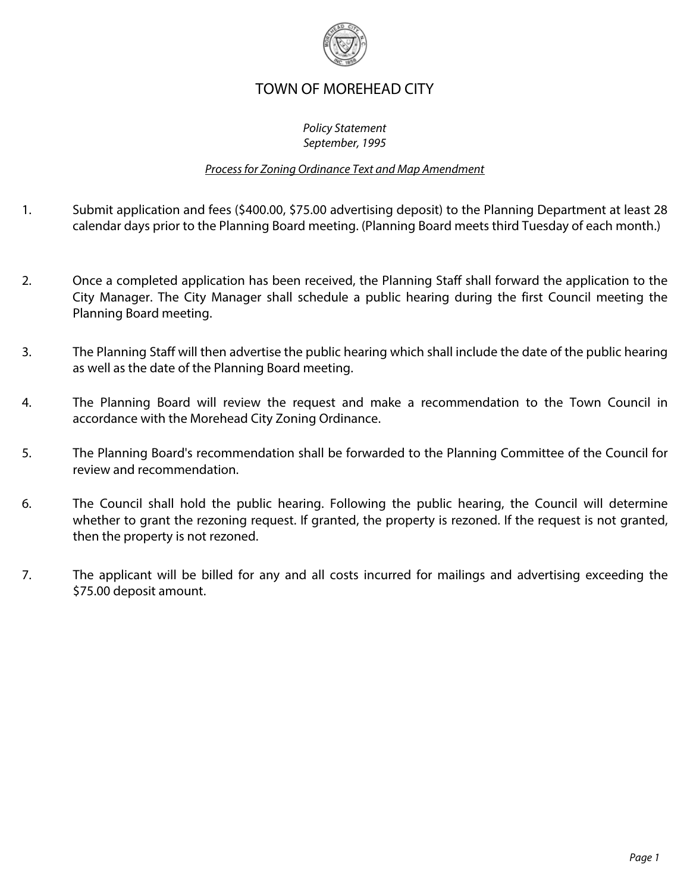# TOWN OF MOREHEAD CITY

*Policy Statement*
*September, 1995*

Process for Zoning Ordinance Text and Map Amendment

1. Submit application and fees ($400.00, $75.00 advertising deposit) to the Planning Department at least 28 calendar days prior to the Planning Board meeting. (Planning Board meets third Tuesday of each month.)

2. Once a completed application has been received, the Planning Staff shall forward the application to the City Manager. The City Manager shall schedule a public hearing during the first Council meeting the Planning Board meeting.

3. The Planning Staff will then advertise the public hearing which shall include the date of the public hearing as well as the date of the Planning Board meeting.

4. The Planning Board will review the request and make a recommendation to the Town Council in accordance with the Morehead City Zoning Ordinance.

5. The Planning Board's recommendation shall be forwarded to the Planning Committee of the Council for review and recommendation.

6. The Council shall hold the public hearing. Following the public hearing, the Council will determine whether to grant the rezoning request. If granted, the property is rezoned. If the request is not granted, then the property is not rezoned.

7. The applicant will be billed for any and all costs incurred for mailings and advertising exceeding the $75.00 deposit amount.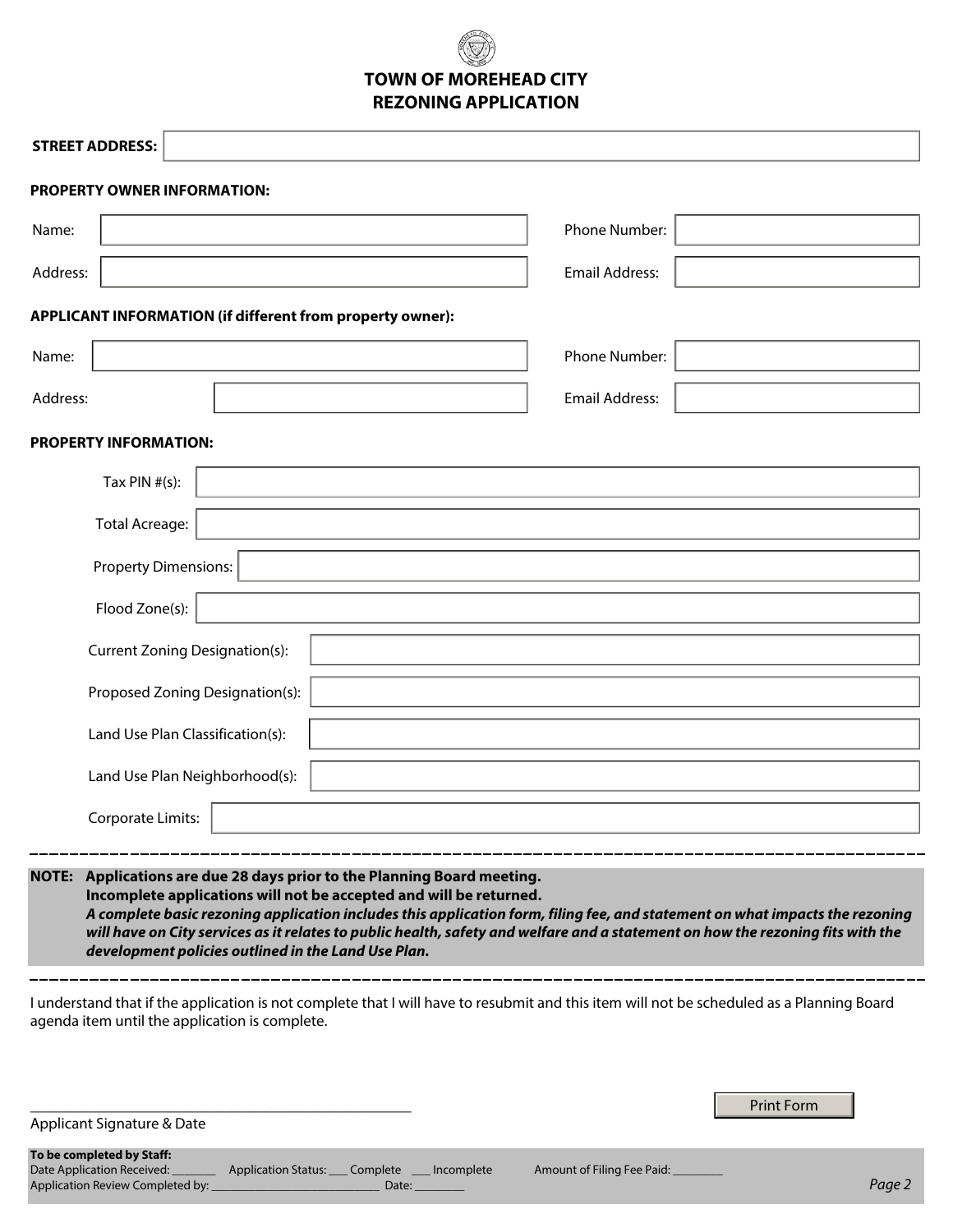# TOWN OF MOREHEAD CITY
## REZONING APPLICATION

**STREET ADDRESS:**

**PROPERTY OWNER INFORMATION:**

Name:

Phone Number:

Address:

Email Address:

**APPLICANT INFORMATION (if different from property owner):**

Name:

Phone Number:

Address:

Email Address:

**PROPERTY INFORMATION:**

Tax PIN #(s):

Total Acreage:

Property Dimensions:

Flood Zone(s):

Current Zoning Designation(s):

Proposed Zoning Designation(s):

Land Use Plan Classification(s):

Land Use Plan Neighborhood(s):

Corporate Limits:

**NOTE: Applications are due 28 days prior to the Planning Board meeting.
Incomplete applications will not be accepted and will be returned.**
***A complete basic rezoning application includes this application form, filing fee, and statement on what impacts the rezoning will have on City services as it relates to public health, safety and welfare and a statement on how the rezoning fits with the development policies outlined in the Land Use Plan.***

I understand that if the application is not complete that I will have to resubmit and this item will not be scheduled as a Planning Board agenda item until the application is complete.

\_\_\_\_\_\_\_\_\_\_\_\_\_\_\_\_\_\_\_\_\_\_\_\_\_\_\_\_\_\_\_\_\_\_\_\_\_\_\_\_\_\_\_\_
Applicant Signature & Date

Print Form

**To be completed by Staff:**
Date Application Received: \_\_\_\_\_\_\_ Application Status: \_\_\_ Complete \_\_\_ Incomplete Amount of Filing Fee Paid: \_\_\_\_\_\_\_\_
Application Review Completed by: \_\_\_\_\_\_\_\_\_\_\_\_\_\_\_\_\_\_\_\_\_\_\_\_\_\_ Date: \_\_\_\_\_\_\_\_